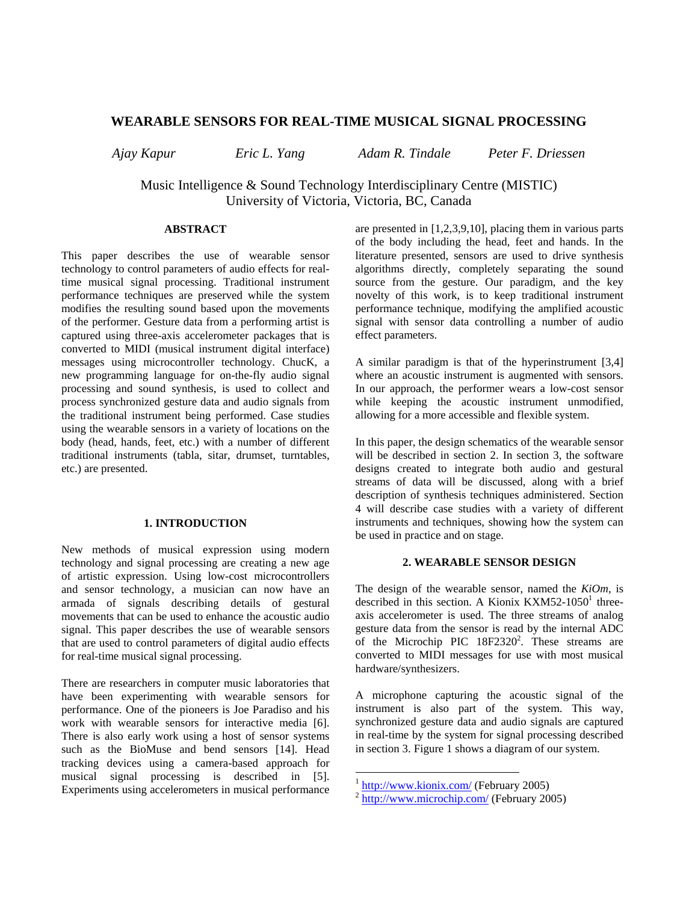# WEARABLE SENSORS FOR REAL-TIME MUSICAL SIGNAL PROCESSING

*Ajay Kapur* *Eric L. Yang* *Adam R. Tindale* *Peter F. Driessen*

Music Intelligence & Sound Technology Interdisciplinary Centre (MISTIC)
University of Victoria, Victoria, BC, Canada

## ABSTRACT

This paper describes the use of wearable sensor technology to control parameters of audio effects for real-time musical signal processing. Traditional instrument performance techniques are preserved while the system modifies the resulting sound based upon the movements of the performer. Gesture data from a performing artist is captured using three-axis accelerometer packages that is converted to MIDI (musical instrument digital interface) messages using microcontroller technology. ChucK, a new programming language for on-the-fly audio signal processing and sound synthesis, is used to collect and process synchronized gesture data and audio signals from the traditional instrument being performed. Case studies using the wearable sensors in a variety of locations on the body (head, hands, feet, etc.) with a number of different traditional instruments (tabla, sitar, drumset, turntables, etc.) are presented.

## 1. INTRODUCTION

New methods of musical expression using modern technology and signal processing are creating a new age of artistic expression. Using low-cost microcontrollers and sensor technology, a musician can now have an armada of signals describing details of gestural movements that can be used to enhance the acoustic audio signal. This paper describes the use of wearable sensors that are used to control parameters of digital audio effects for real-time musical signal processing.

There are researchers in computer music laboratories that have been experimenting with wearable sensors for performance. One of the pioneers is Joe Paradiso and his work with wearable sensors for interactive media [6]. There is also early work using a host of sensor systems such as the BioMuse and bend sensors [14]. Head tracking devices using a camera-based approach for musical signal processing is described in [5]. Experiments using accelerometers in musical performance are presented in [1,2,3,9,10], placing them in various parts of the body including the head, feet and hands. In the literature presented, sensors are used to drive synthesis algorithms directly, completely separating the sound source from the gesture. Our paradigm, and the key novelty of this work, is to keep traditional instrument performance technique, modifying the amplified acoustic signal with sensor data controlling a number of audio effect parameters.

A similar paradigm is that of the hyperinstrument [3,4] where an acoustic instrument is augmented with sensors. In our approach, the performer wears a low-cost sensor while keeping the acoustic instrument unmodified, allowing for a more accessible and flexible system.

In this paper, the design schematics of the wearable sensor will be described in section 2. In section 3, the software designs created to integrate both audio and gestural streams of data will be discussed, along with a brief description of synthesis techniques administered. Section 4 will describe case studies with a variety of different instruments and techniques, showing how the system can be used in practice and on stage.

## 2. WEARABLE SENSOR DESIGN

The design of the wearable sensor, named the *KiOm*, is described in this section. A Kionix KXM52-1050[1] three-axis accelerometer is used. The three streams of analog gesture data from the sensor is read by the internal ADC of the Microchip PIC 18F2320[2]. These streams are converted to MIDI messages for use with most musical hardware/synthesizers.

A microphone capturing the acoustic signal of the instrument is also part of the system. This way, synchronized gesture data and audio signals are captured in real-time by the system for signal processing described in section 3. Figure 1 shows a diagram of our system.

[1] http://www.kionix.com/ (February 2005)
[2] http://www.microchip.com/ (February 2005)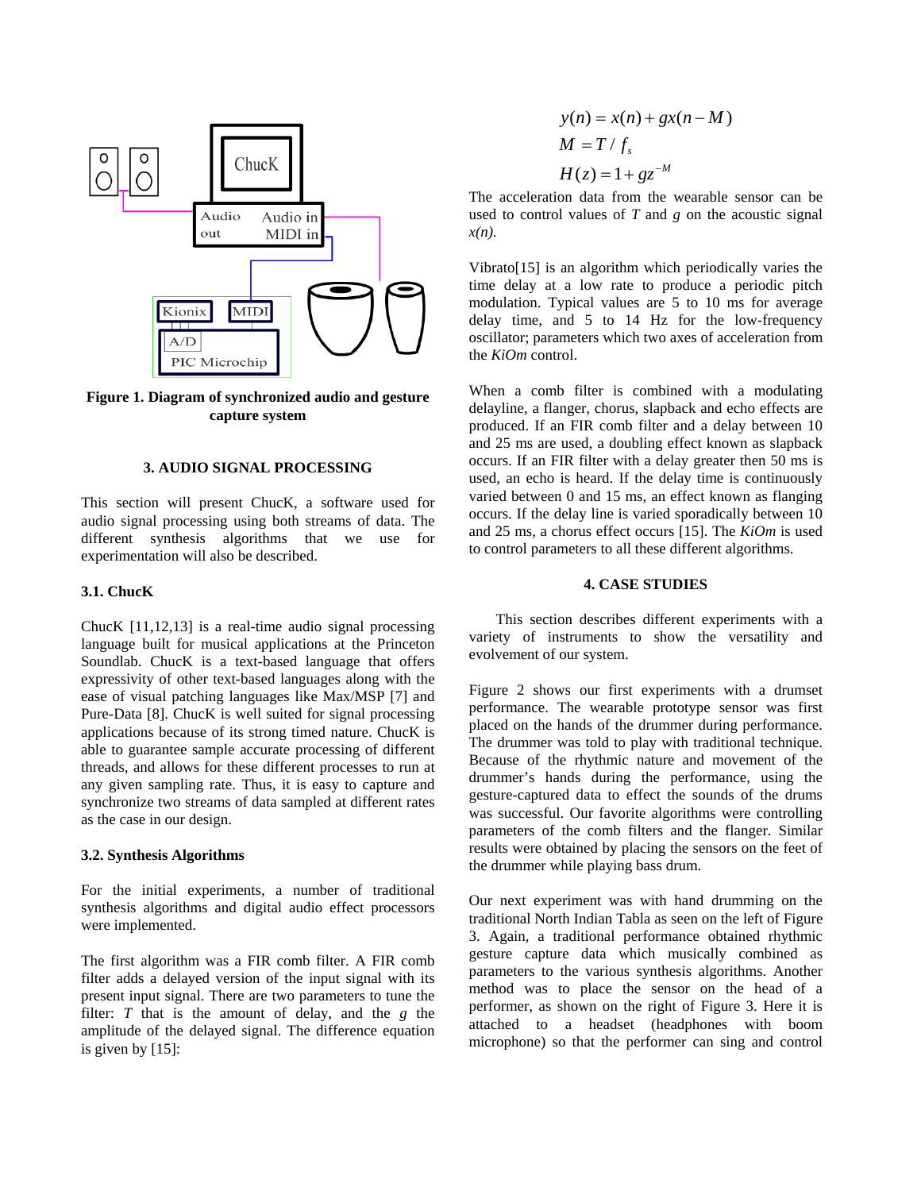**Figure 1. Diagram of synchronized audio and gesture capture system**

## 3. AUDIO SIGNAL PROCESSING

This section will present ChucK, a software used for audio signal processing using both streams of data. The different synthesis algorithms that we use for experimentation will also be described.

### 3.1. ChucK

ChucK [11,12,13] is a real-time audio signal processing language built for musical applications at the Princeton Soundlab. ChucK is a text-based language that offers expressivity of other text-based languages along with the ease of visual patching languages like Max/MSP [7] and Pure-Data [8]. ChucK is well suited for signal processing applications because of its strong timed nature. ChucK is able to guarantee sample accurate processing of different threads, and allows for these different processes to run at any given sampling rate. Thus, it is easy to capture and synchronize two streams of data sampled at different rates as the case in our design.

### 3.2. Synthesis Algorithms

For the initial experiments, a number of traditional synthesis algorithms and digital audio effect processors were implemented.

The first algorithm was a FIR comb filter. A FIR comb filter adds a delayed version of the input signal with its present input signal. There are two parameters to tune the filter: $T$ that is the amount of delay, and the $g$ the amplitude of the delayed signal. The difference equation is given by [15]:

$$y(n) = x(n) + gx(n-M)$$

$$M = T / f_s$$

$$H(z) = 1 + gz^{-M}$$

The acceleration data from the wearable sensor can be used to control values of $T$ and $g$ on the acoustic signal $x(n)$.

Vibrato[15] is an algorithm which periodically varies the time delay at a low rate to produce a periodic pitch modulation. Typical values are 5 to 10 ms for average delay time, and 5 to 14 Hz for the low-frequency oscillator; parameters which two axes of acceleration from the *KiOm* control.

When a comb filter is combined with a modulating delayline, a flanger, chorus, slapback and echo effects are produced. If an FIR comb filter and a delay between 10 and 25 ms are used, a doubling effect known as slapback occurs. If an FIR filter with a delay greater then 50 ms is used, an echo is heard. If the delay time is continuously varied between 0 and 15 ms, an effect known as flanging occurs. If the delay line is varied sporadically between 10 and 25 ms, a chorus effect occurs [15]. The *KiOm* is used to control parameters to all these different algorithms.

## 4. CASE STUDIES

This section describes different experiments with a variety of instruments to show the versatility and evolvement of our system.

Figure 2 shows our first experiments with a drumset performance. The wearable prototype sensor was first placed on the hands of the drummer during performance. The drummer was told to play with traditional technique. Because of the rhythmic nature and movement of the drummer's hands during the performance, using the gesture-captured data to effect the sounds of the drums was successful. Our favorite algorithms were controlling parameters of the comb filters and the flanger. Similar results were obtained by placing the sensors on the feet of the drummer while playing bass drum.

Our next experiment was with hand drumming on the traditional North Indian Tabla as seen on the left of Figure 3. Again, a traditional performance obtained rhythmic gesture capture data which musically combined as parameters to the various synthesis algorithms. Another method was to place the sensor on the head of a performer, as shown on the right of Figure 3. Here it is attached to a headset (headphones with boom microphone) so that the performer can sing and control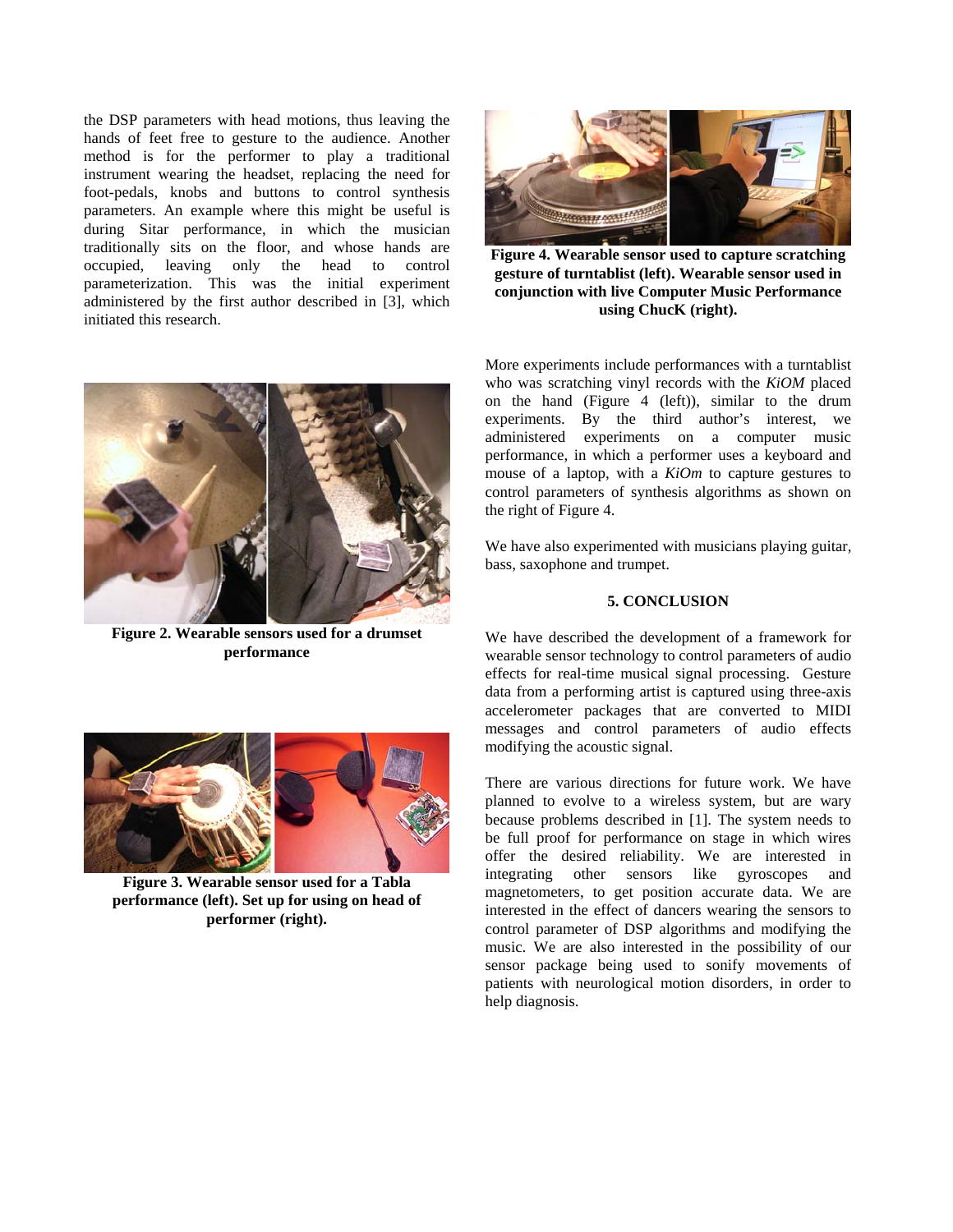the DSP parameters with head motions, thus leaving the hands of feet free to gesture to the audience. Another method is for the performer to play a traditional instrument wearing the headset, replacing the need for foot-pedals, knobs and buttons to control synthesis parameters. An example where this might be useful is during Sitar performance, in which the musician traditionally sits on the floor, and whose hands are occupied, leaving only the head to control parameterization. This was the initial experiment administered by the first author described in [3], which initiated this research.

**Figure 2. Wearable sensors used for a drumset performance**

**Figure 3. Wearable sensor used for a Tabla performance (left). Set up for using on head of performer (right).**

**Figure 4. Wearable sensor used to capture scratching gesture of turntablist (left). Wearable sensor used in conjunction with live Computer Music Performance using ChucK (right).**

More experiments include performances with a turntablist who was scratching vinyl records with the *KiOM* placed on the hand (Figure 4 (left)), similar to the drum experiments. By the third author's interest, we administered experiments on a computer music performance, in which a performer uses a keyboard and mouse of a laptop, with a *KiOm* to capture gestures to control parameters of synthesis algorithms as shown on the right of Figure 4.

We have also experimented with musicians playing guitar, bass, saxophone and trumpet.

## 5. CONCLUSION

We have described the development of a framework for wearable sensor technology to control parameters of audio effects for real-time musical signal processing. Gesture data from a performing artist is captured using three-axis accelerometer packages that are converted to MIDI messages and control parameters of audio effects modifying the acoustic signal.

There are various directions for future work. We have planned to evolve to a wireless system, but are wary because problems described in [1]. The system needs to be full proof for performance on stage in which wires offer the desired reliability. We are interested in integrating other sensors like gyroscopes and magnetometers, to get position accurate data. We are interested in the effect of dancers wearing the sensors to control parameter of DSP algorithms and modifying the music. We are also interested in the possibility of our sensor package being used to sonify movements of patients with neurological motion disorders, in order to help diagnosis.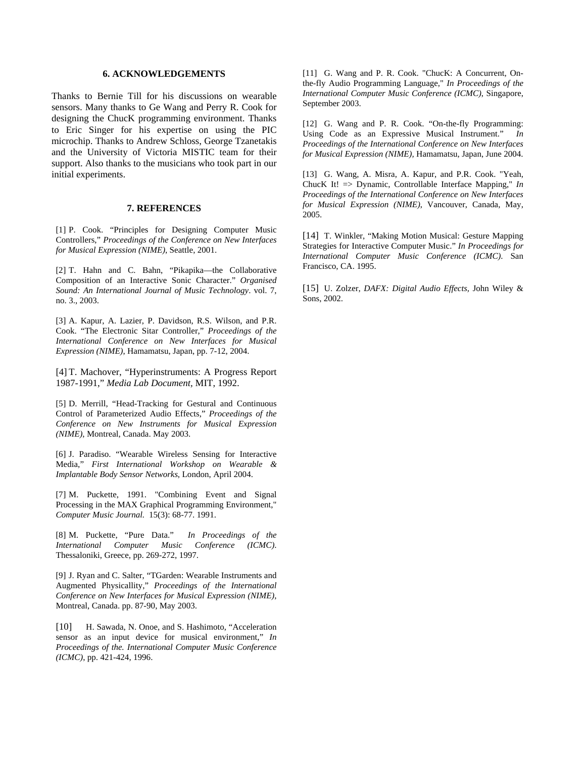## 6. ACKNOWLEDGEMENTS

Thanks to Bernie Till for his discussions on wearable sensors. Many thanks to Ge Wang and Perry R. Cook for designing the ChucK programming environment. Thanks to Eric Singer for his expertise on using the PIC microchip. Thanks to Andrew Schloss, George Tzanetakis and the University of Victoria MISTIC team for their support. Also thanks to the musicians who took part in our initial experiments.

## 7. REFERENCES

[1] P. Cook. "Principles for Designing Computer Music Controllers," *Proceedings of the Conference on New Interfaces for Musical Expression (NIME)*, Seattle, 2001.

[2] T. Hahn and C. Bahn, "Pikapika—the Collaborative Composition of an Interactive Sonic Character." *Organised Sound: An International Journal of Music Technology*. vol. 7, no. 3., 2003.

[3] A. Kapur, A. Lazier, P. Davidson, R.S. Wilson, and P.R. Cook. "The Electronic Sitar Controller," *Proceedings of the International Conference on New Interfaces for Musical Expression (NIME)*, Hamamatsu, Japan, pp. 7-12, 2004.

[4] T. Machover, "Hyperinstruments: A Progress Report 1987-1991," *Media Lab Document*, MIT, 1992.

[5] D. Merrill, "Head-Tracking for Gestural and Continuous Control of Parameterized Audio Effects," *Proceedings of the Conference on New Instruments for Musical Expression (NIME)*, Montreal, Canada. May 2003.

[6] J. Paradiso. "Wearable Wireless Sensing for Interactive Media," *First International Workshop on Wearable & Implantable Body Sensor Networks*, London, April 2004.

[7] M. Puckette, 1991. "Combining Event and Signal Processing in the MAX Graphical Programming Environment," *Computer Music Journal.* 15(3): 68-77. 1991.

[8] M. Puckette, "Pure Data." *In Proceedings of the International Computer Music Conference (ICMC).* Thessaloniki, Greece, pp. 269-272, 1997.

[9] J. Ryan and C. Salter, "TGarden: Wearable Instruments and Augmented Physicallity," *Proceedings of the International Conference on New Interfaces for Musical Expression (NIME)*, Montreal, Canada. pp. 87-90, May 2003.

[10] H. Sawada, N. Onoe, and S. Hashimoto, "Acceleration sensor as an input device for musical environment," *In Proceedings of the. International Computer Music Conference (ICMC)*, pp. 421-424, 1996.

[11] G. Wang and P. R. Cook. "ChucK: A Concurrent, On-the-fly Audio Programming Language," *In Proceedings of the International Computer Music Conference (ICMC)*, Singapore, September 2003.

[12] G. Wang and P. R. Cook. "On-the-fly Programming: Using Code as an Expressive Musical Instrument." *In Proceedings of the International Conference on New Interfaces for Musical Expression (NIME)*, Hamamatsu, Japan, June 2004.

[13] G. Wang, A. Misra, A. Kapur, and P.R. Cook. "Yeah, ChucK It! => Dynamic, Controllable Interface Mapping," *In Proceedings of the International Conference on New Interfaces for Musical Expression (NIME)*, Vancouver, Canada, May, 2005.

[14] T. Winkler, "Making Motion Musical: Gesture Mapping Strategies for Interactive Computer Music." *In Proceedings for International Computer Music Conference (ICMC)*. San Francisco, CA. 1995.

[15] U. Zolzer, *DAFX: Digital Audio Effects*, John Wiley & Sons, 2002.